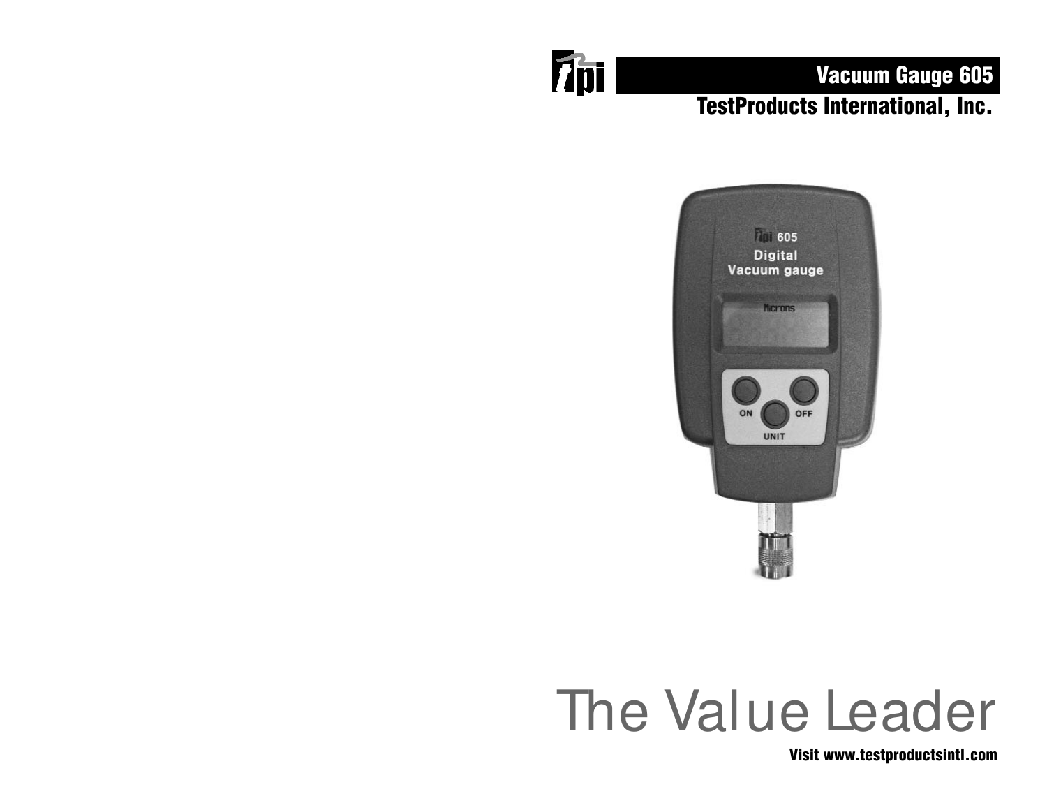# Vacuum Gauge 605

## TestProducts International, Inc.

# The Value Leader

**Visit www.testproductsintl.com**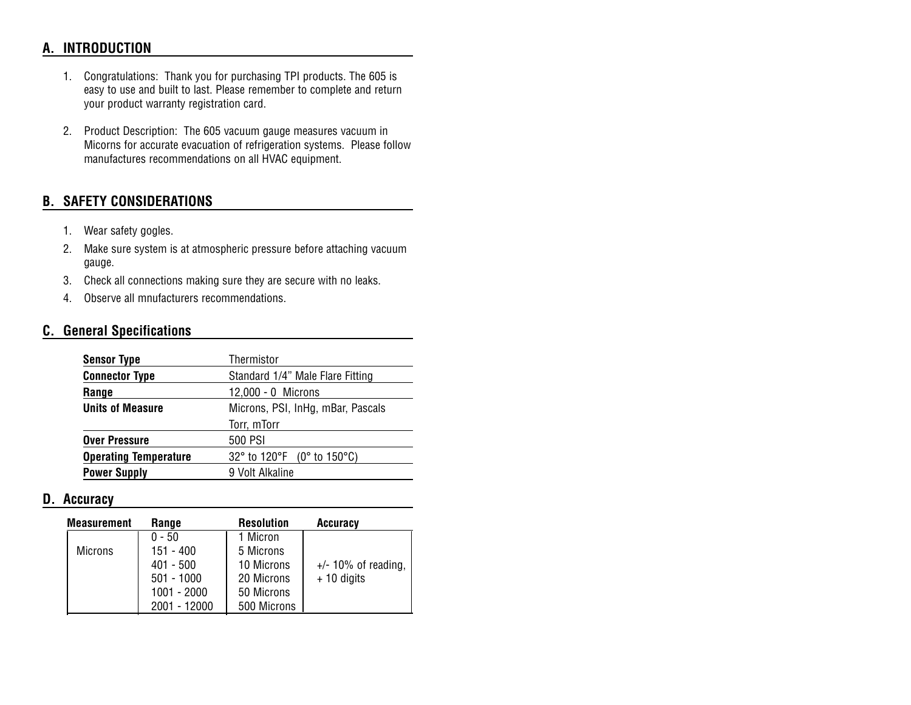## A. INTRODUCTION

1. Congratulations: Thank you for purchasing TPI products. The 605 is easy to use and built to last. Please remember to complete and return your product warranty registration card.

2. Product Description: The 605 vacuum gauge measures vacuum in Micorns for accurate evacuation of refrigeration systems. Please follow manufactures recommendations on all HVAC equipment.

## B. SAFETY CONSIDERATIONS

1. Wear safety gogles.
2. Make sure system is at atmospheric pressure before attaching vacuum gauge.
3. Check all connections making sure they are secure with no leaks.
4. Observe all mnufacturers recommendations.

## C. General Specifications

| | |
|---|---|
| **Sensor Type** | Thermistor |
| **Connector Type** | Standard 1/4" Male Flare Fitting |
| **Range** | 12,000 - 0 Microns |
| **Units of Measure** | Microns, PSI, InHg, mBar, Pascals Torr, mTorr |
| **Over Pressure** | 500 PSI |
| **Operating Temperature** | 32° to 120°F (0° to 150°C) |
| **Power Supply** | 9 Volt Alkaline |

## D. Accuracy

| Measurement | Range | Resolution | Accuracy |
|---|---|---|---|
| Microns | 0 - 50 | 1 Micron | +/- 10% of reading, + 10 digits |
| | 151 - 400 | 5 Microns | |
| | 401 - 500 | 10 Microns | |
| | 501 - 1000 | 20 Microns | |
| | 1001 - 2000 | 50 Microns | |
| | 2001 - 12000 | 500 Microns | |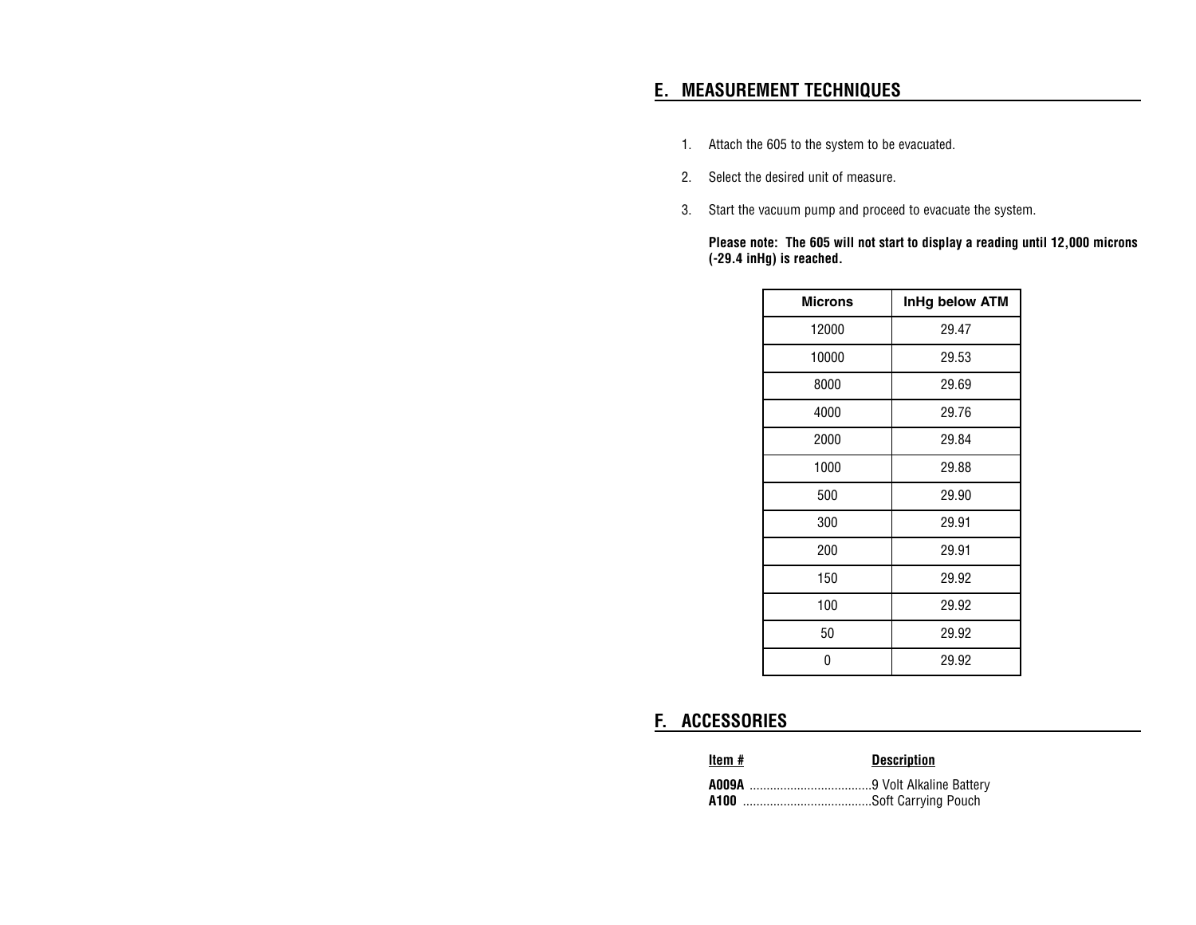## E. MEASUREMENT TECHNIQUES

1. Attach the 605 to the system to be evacuated.
2. Select the desired unit of measure.
3. Start the vacuum pump and proceed to evacuate the system.

   **Please note: The 605 will not start to display a reading until 12,000 microns (-29.4 inHg) is reached.**

| Microns | InHg below ATM |
|---|---|
| 12000 | 29.47 |
| 10000 | 29.53 |
| 8000 | 29.69 |
| 4000 | 29.76 |
| 2000 | 29.84 |
| 1000 | 29.88 |
| 500 | 29.90 |
| 300 | 29.91 |
| 200 | 29.91 |
| 150 | 29.92 |
| 100 | 29.92 |
| 50 | 29.92 |
| 0 | 29.92 |

## F. ACCESSORIES

| Item # | Description |
|---|---|
| **A009A** | 9 Volt Alkaline Battery |
| **A100** | Soft Carrying Pouch |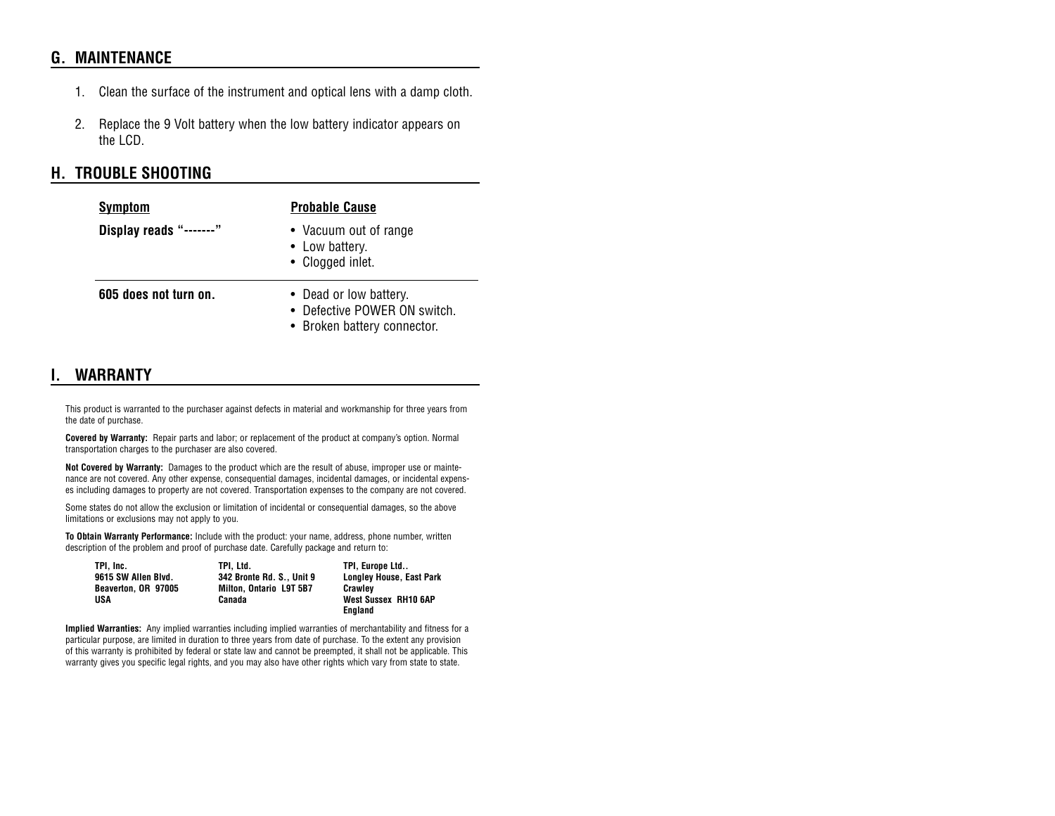## G. MAINTENANCE

1. Clean the surface of the instrument and optical lens with a damp cloth.

2. Replace the 9 Volt battery when the low battery indicator appears on the LCD.

## H. TROUBLE SHOOTING

| Symptom | Probable Cause |
|---|---|
| **Display reads "-------"** | • Vacuum out of range<br>• Low battery.<br>• Clogged inlet. |
| **605 does not turn on.** | • Dead or low battery.<br>• Defective POWER ON switch.<br>• Broken battery connector. |

## I. WARRANTY

This product is warranted to the purchaser against defects in material and workmanship for three years from the date of purchase.

**Covered by Warranty:** Repair parts and labor; or replacement of the product at company's option. Normal transportation charges to the purchaser are also covered.

**Not Covered by Warranty:** Damages to the product which are the result of abuse, improper use or maintenance are not covered. Any other expense, consequential damages, incidental damages, or incidental expenses including damages to property are not covered. Transportation expenses to the company are not covered.

Some states do not allow the exclusion or limitation of incidental or consequential damages, so the above limitations or exclusions may not apply to you.

**To Obtain Warranty Performance:** Include with the product: your name, address, phone number, written description of the problem and proof of purchase date. Carefully package and return to:

| | | |
|---|---|---|
| **TPI, Inc.**<br>**9615 SW Allen Blvd.**<br>**Beaverton, OR 97005**<br>**USA** | **TPI, Ltd.**<br>**342 Bronte Rd. S., Unit 9**<br>**Milton, Ontario L9T 5B7**<br>**Canada** | **TPI, Europe Ltd..**<br>**Longley House, East Park**<br>**Crawley**<br>**West Sussex RH10 6AP**<br>**England** |

**Implied Warranties:** Any implied warranties including implied warranties of merchantability and fitness for a particular purpose, are limited in duration to three years from date of purchase. To the extent any provision of this warranty is prohibited by federal or state law and cannot be preempted, it shall not be applicable. This warranty gives you specific legal rights, and you may also have other rights which vary from state to state.